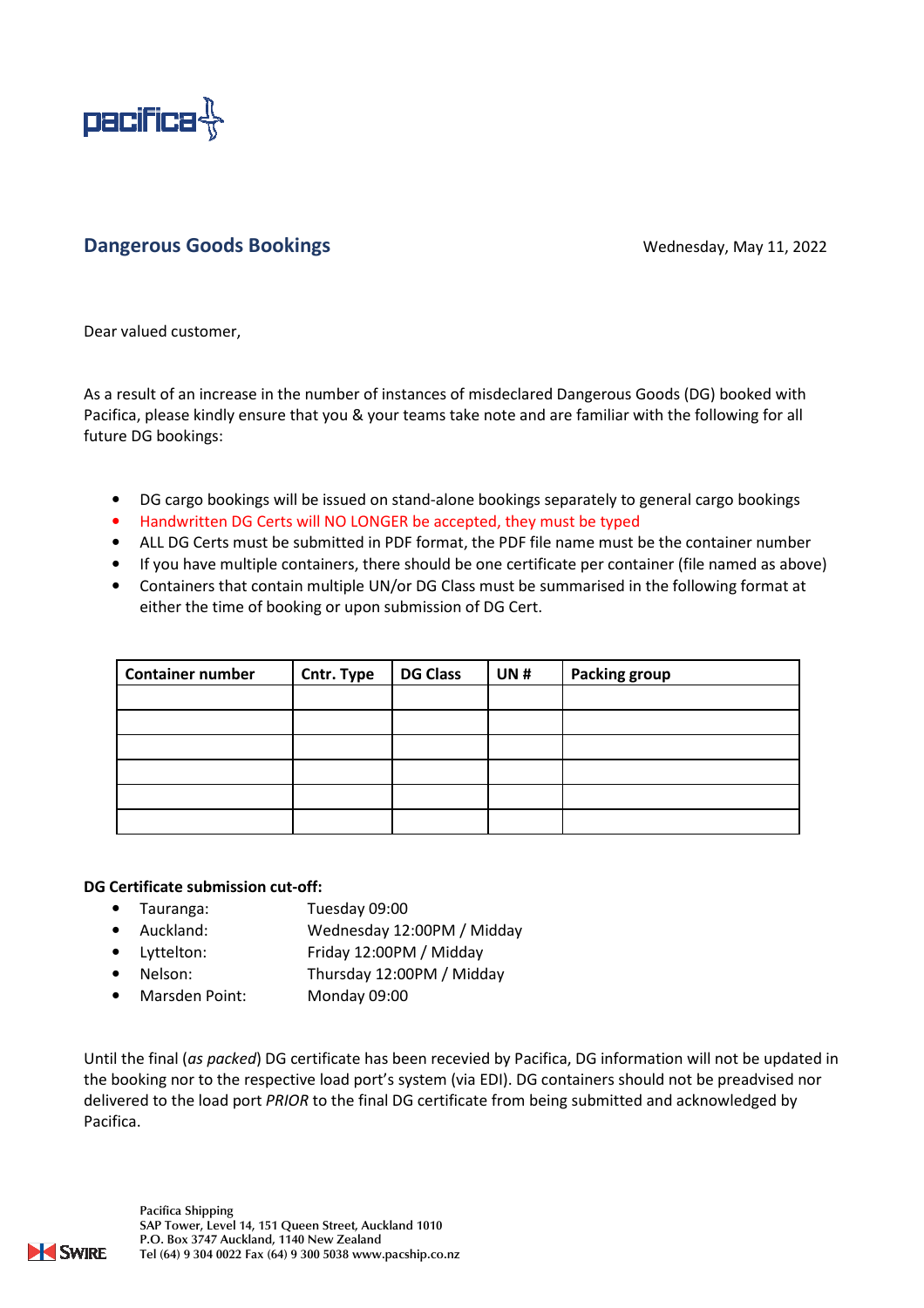pacifica

## Dangerous Goods Bookings

Wednesday, May 11, 2022

Dear valued customer,

As a result of an increase in the number of instances of misdeclared Dangerous Goods (DG) booked with Pacifica, please kindly ensure that you & your teams take note and are familiar with the following for all future DG bookings:

- DG cargo bookings will be issued on stand-alone bookings separately to general cargo bookings
- Handwritten DG Certs will NO LONGER be accepted, they must be typed
- ALL DG Certs must be submitted in PDF format, the PDF file name must be the container number
- If you have multiple containers, there should be one certificate per container (file named as above)
- Containers that contain multiple UN/or DG Class must be summarised in the following format at either the time of booking or upon submission of DG Cert.

| Container number | Cntr. Type | DG Class | UN # | Packing group |
|---|---|---|---|---|
| | | | | |
| | | | | |
| | | | | |
| | | | | |
| | | | | |
| | | | | |

**DG Certificate submission cut-off:**

- Tauranga: Tuesday 09:00
- Auckland: Wednesday 12:00PM / Midday
- Lyttelton: Friday 12:00PM / Midday
- Nelson: Thursday 12:00PM / Midday
- Marsden Point: Monday 09:00

Until the final (*as packed*) DG certificate has been recevied by Pacifica, DG information will not be updated in the booking nor to the respective load port's system (via EDI). DG containers should not be preadvised nor delivered to the load port *PRIOR* to the final DG certificate from being submitted and acknowledged by Pacifica.

Pacifica Shipping
SAP Tower, Level 14, 151 Queen Street, Auckland 1010
P.O. Box 3747 Auckland, 1140 New Zealand
Tel (64) 9 304 0022 Fax (64) 9 300 5038 www.pacship.co.nz

SWIRE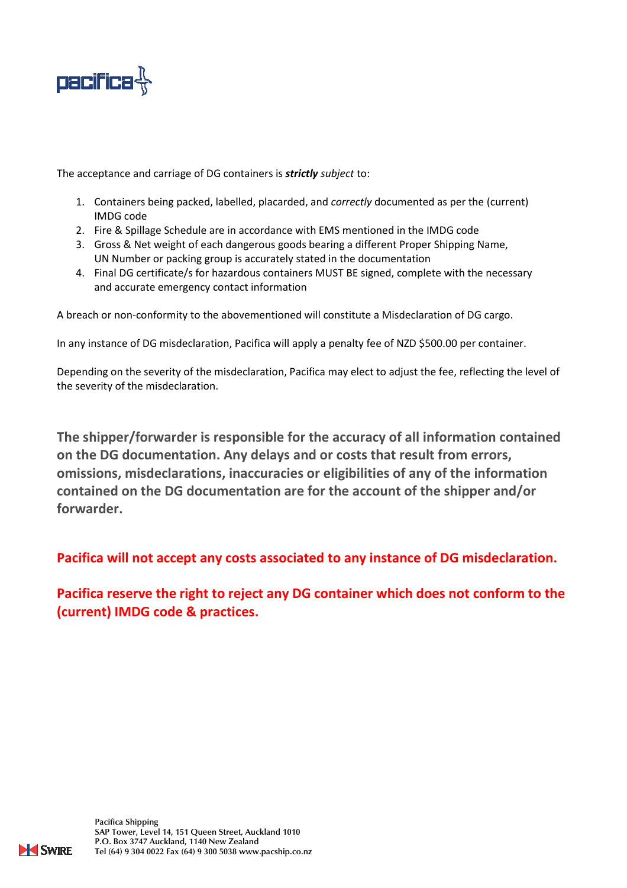The acceptance and carriage of DG containers is ***strictly** subject* to:

1. Containers being packed, labelled, placarded, and *correctly* documented as per the (current) IMDG code
2. Fire & Spillage Schedule are in accordance with EMS mentioned in the IMDG code
3. Gross & Net weight of each dangerous goods bearing a different Proper Shipping Name, UN Number or packing group is accurately stated in the documentation
4. Final DG certificate/s for hazardous containers MUST BE signed, complete with the necessary and accurate emergency contact information

A breach or non-conformity to the abovementioned will constitute a Misdeclaration of DG cargo.

In any instance of DG misdeclaration, Pacifica will apply a penalty fee of NZD $500.00 per container.

Depending on the severity of the misdeclaration, Pacifica may elect to adjust the fee, reflecting the level of the severity of the misdeclaration.

**The shipper/forwarder is responsible for the accuracy of all information contained on the DG documentation. Any delays and or costs that result from errors, omissions, misdeclarations, inaccuracies or eligibilities of any of the information contained on the DG documentation are for the account of the shipper and/or forwarder.**

**Pacifica will not accept any costs associated to any instance of DG misdeclaration.**

**Pacifica reserve the right to reject any DG container which does not conform to the (current) IMDG code & practices.**

Pacifica Shipping
SAP Tower, Level 14, 151 Queen Street, Auckland 1010
P.O. Box 3747 Auckland, 1140 New Zealand
Tel (64) 9 304 0022 Fax (64) 9 300 5038 www.pacship.co.nz